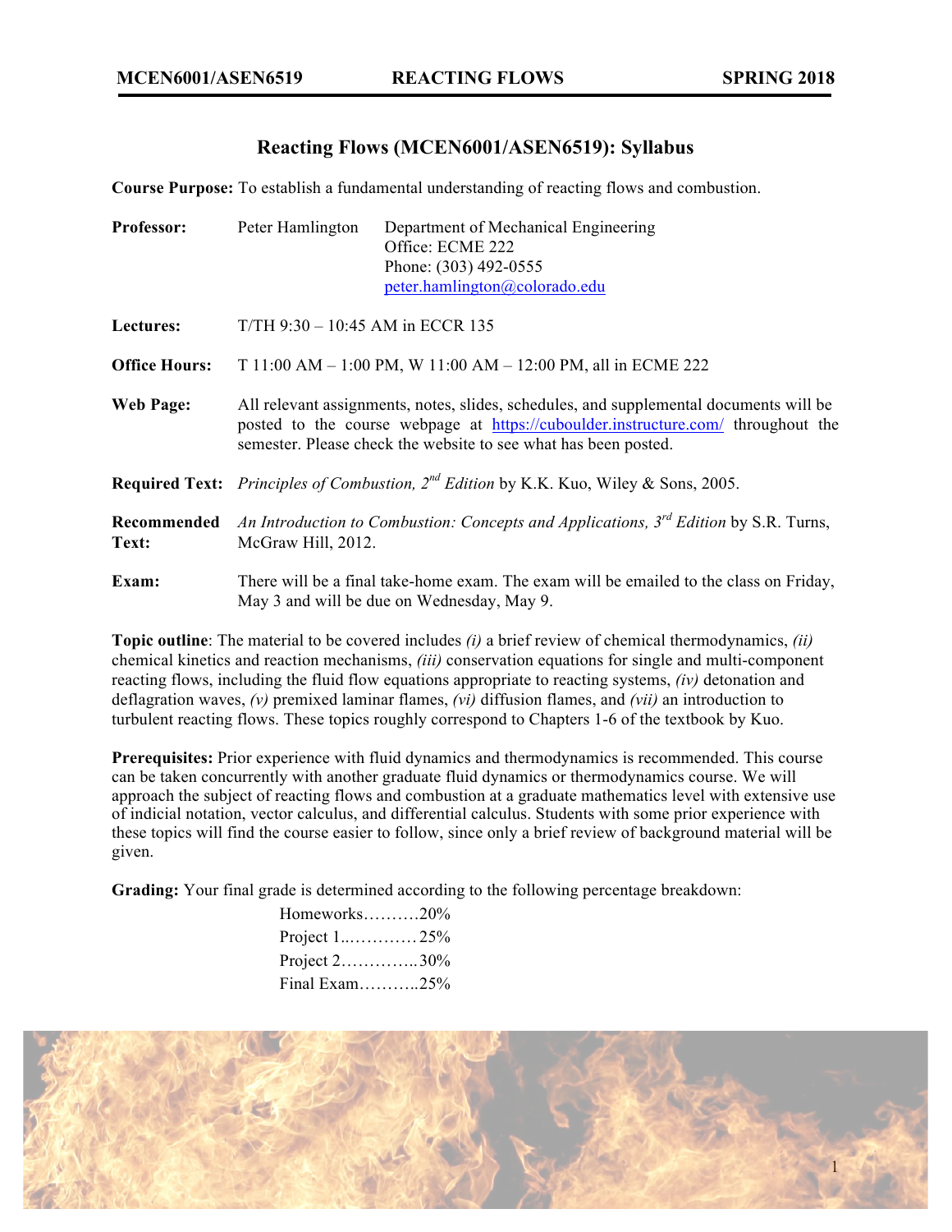# Reacting Flows (MCEN6001/ASEN6519): Syllabus

**Course Purpose:** To establish a fundamental understanding of reacting flows and combustion.

**Professor:** Peter Hamlington
Department of Mechanical Engineering
Office: ECME 222
Phone: (303) 492-0555
peter.hamlington@colorado.edu

**Lectures:** T/TH 9:30 – 10:45 AM in ECCR 135

**Office Hours:** T 11:00 AM – 1:00 PM, W 11:00 AM – 12:00 PM, all in ECME 222

**Web Page:** All relevant assignments, notes, slides, schedules, and supplemental documents will be posted to the course webpage at https://cuboulder.instructure.com/ throughout the semester. Please check the website to see what has been posted.

**Required Text:** *Principles of Combustion, 2nd Edition* by K.K. Kuo, Wiley & Sons, 2005.

**Recommended Text:** *An Introduction to Combustion: Concepts and Applications, 3rd Edition* by S.R. Turns, McGraw Hill, 2012.

**Exam:** There will be a final take-home exam. The exam will be emailed to the class on Friday, May 3 and will be due on Wednesday, May 9.

**Topic outline**: The material to be covered includes *(i)* a brief review of chemical thermodynamics, *(ii)* chemical kinetics and reaction mechanisms, *(iii)* conservation equations for single and multi-component reacting flows, including the fluid flow equations appropriate to reacting systems, *(iv)* detonation and deflagration waves, *(v)* premixed laminar flames, *(vi)* diffusion flames, and *(vii)* an introduction to turbulent reacting flows. These topics roughly correspond to Chapters 1-6 of the textbook by Kuo.

**Prerequisites:** Prior experience with fluid dynamics and thermodynamics is recommended. This course can be taken concurrently with another graduate fluid dynamics or thermodynamics course. We will approach the subject of reacting flows and combustion at a graduate mathematics level with extensive use of indicial notation, vector calculus, and differential calculus. Students with some prior experience with these topics will find the course easier to follow, since only a brief review of background material will be given.

**Grading:** Your final grade is determined according to the following percentage breakdown:

- Homeworks……….20%
- Project 1..………… 25%
- Project 2…………..30%
- Final Exam………..25%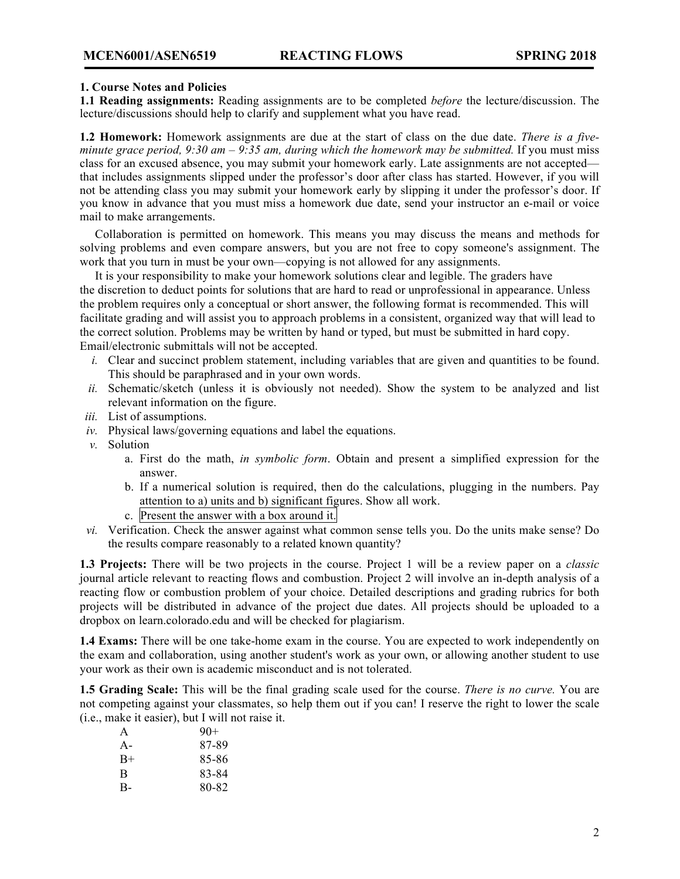## 1. Course Notes and Policies

**1.1 Reading assignments:** Reading assignments are to be completed *before* the lecture/discussion. The lecture/discussions should help to clarify and supplement what you have read.

**1.2 Homework:** Homework assignments are due at the start of class on the due date. *There is a five-minute grace period, 9:30 am – 9:35 am, during which the homework may be submitted.* If you must miss class for an excused absence, you may submit your homework early. Late assignments are not accepted—that includes assignments slipped under the professor's door after class has started. However, if you will not be attending class you may submit your homework early by slipping it under the professor's door. If you know in advance that you must miss a homework due date, send your instructor an e-mail or voice mail to make arrangements.

Collaboration is permitted on homework. This means you may discuss the means and methods for solving problems and even compare answers, but you are not free to copy someone's assignment. The work that you turn in must be your own—copying is not allowed for any assignments.

It is your responsibility to make your homework solutions clear and legible. The graders have the discretion to deduct points for solutions that are hard to read or unprofessional in appearance. Unless the problem requires only a conceptual or short answer, the following format is recommended. This will facilitate grading and will assist you to approach problems in a consistent, organized way that will lead to the correct solution. Problems may be written by hand or typed, but must be submitted in hard copy. Email/electronic submittals will not be accepted.

- *i.* Clear and succinct problem statement, including variables that are given and quantities to be found. This should be paraphrased and in your own words.
- *ii.* Schematic/sketch (unless it is obviously not needed). Show the system to be analyzed and list relevant information on the figure.
- *iii.* List of assumptions.
- *iv.* Physical laws/governing equations and label the equations.
- *v.* Solution
  - a. First do the math, *in symbolic form*. Obtain and present a simplified expression for the answer.
  - b. If a numerical solution is required, then do the calculations, plugging in the numbers. Pay attention to a) units and b) significant figures. Show all work.
  - c. Present the answer with a box around it.
- *vi.* Verification. Check the answer against what common sense tells you. Do the units make sense? Do the results compare reasonably to a related known quantity?

**1.3 Projects:** There will be two projects in the course. Project 1 will be a review paper on a *classic* journal article relevant to reacting flows and combustion. Project 2 will involve an in-depth analysis of a reacting flow or combustion problem of your choice. Detailed descriptions and grading rubrics for both projects will be distributed in advance of the project due dates. All projects should be uploaded to a dropbox on learn.colorado.edu and will be checked for plagiarism.

**1.4 Exams:** There will be one take-home exam in the course. You are expected to work independently on the exam and collaboration, using another student's work as your own, or allowing another student to use your work as their own is academic misconduct and is not tolerated.

**1.5 Grading Scale:** This will be the final grading scale used for the course. *There is no curve.* You are not competing against your classmates, so help them out if you can! I reserve the right to lower the scale (i.e., make it easier), but I will not raise it.

| Grade | Score |
|---|---|
| A | 90+ |
| A- | 87-89 |
| B+ | 85-86 |
| B | 83-84 |
| B- | 80-82 |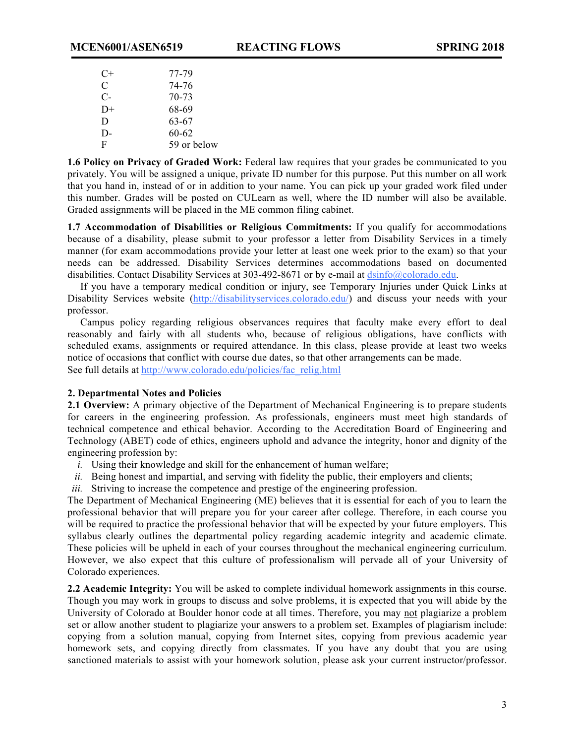| | |
|---|---|
| C+ | 77-79 |
| C | 74-76 |
| C- | 70-73 |
| D+ | 68-69 |
| D | 63-67 |
| D- | 60-62 |
| F | 59 or below |

**1.6 Policy on Privacy of Graded Work:** Federal law requires that your grades be communicated to you privately. You will be assigned a unique, private ID number for this purpose. Put this number on all work that you hand in, instead of or in addition to your name. You can pick up your graded work filed under this number. Grades will be posted on CULearn as well, where the ID number will also be available. Graded assignments will be placed in the ME common filing cabinet.

**1.7 Accommodation of Disabilities or Religious Commitments:** If you qualify for accommodations because of a disability, please submit to your professor a letter from Disability Services in a timely manner (for exam accommodations provide your letter at least one week prior to the exam) so that your needs can be addressed. Disability Services determines accommodations based on documented disabilities. Contact Disability Services at 303-492-8671 or by e-mail at dsinfo@colorado.edu.

If you have a temporary medical condition or injury, see Temporary Injuries under Quick Links at Disability Services website (http://disabilityservices.colorado.edu/) and discuss your needs with your professor.

Campus policy regarding religious observances requires that faculty make every effort to deal reasonably and fairly with all students who, because of religious obligations, have conflicts with scheduled exams, assignments or required attendance. In this class, please provide at least two weeks notice of occasions that conflict with course due dates, so that other arrangements can be made.
See full details at http://www.colorado.edu/policies/fac_relig.html

**2. Departmental Notes and Policies**

**2.1 Overview:** A primary objective of the Department of Mechanical Engineering is to prepare students for careers in the engineering profession. As professionals, engineers must meet high standards of technical competence and ethical behavior. According to the Accreditation Board of Engineering and Technology (ABET) code of ethics, engineers uphold and advance the integrity, honor and dignity of the engineering profession by:

*i.* Using their knowledge and skill for the enhancement of human welfare;
*ii.* Being honest and impartial, and serving with fidelity the public, their employers and clients;
*iii.* Striving to increase the competence and prestige of the engineering profession.

The Department of Mechanical Engineering (ME) believes that it is essential for each of you to learn the professional behavior that will prepare you for your career after college. Therefore, in each course you will be required to practice the professional behavior that will be expected by your future employers. This syllabus clearly outlines the departmental policy regarding academic integrity and academic climate. These policies will be upheld in each of your courses throughout the mechanical engineering curriculum. However, we also expect that this culture of professionalism will pervade all of your University of Colorado experiences.

**2.2 Academic Integrity:** You will be asked to complete individual homework assignments in this course. Though you may work in groups to discuss and solve problems, it is expected that you will abide by the University of Colorado at Boulder honor code at all times. Therefore, you may not plagiarize a problem set or allow another student to plagiarize your answers to a problem set. Examples of plagiarism include: copying from a solution manual, copying from Internet sites, copying from previous academic year homework sets, and copying directly from classmates. If you have any doubt that you are using sanctioned materials to assist with your homework solution, please ask your current instructor/professor.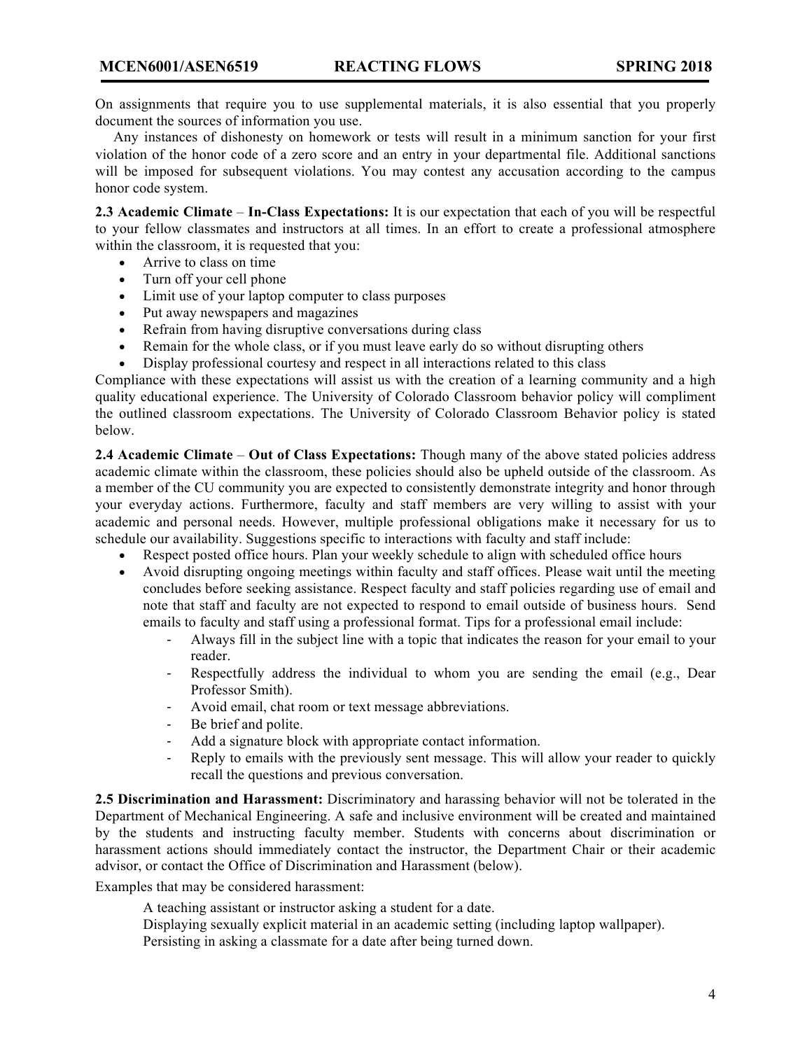On assignments that require you to use supplemental materials, it is also essential that you properly document the sources of information you use.

Any instances of dishonesty on homework or tests will result in a minimum sanction for your first violation of the honor code of a zero score and an entry in your departmental file. Additional sanctions will be imposed for subsequent violations. You may contest any accusation according to the campus honor code system.

**2.3 Academic Climate** – **In-Class Expectations:** It is our expectation that each of you will be respectful to your fellow classmates and instructors at all times. In an effort to create a professional atmosphere within the classroom, it is requested that you:

- Arrive to class on time
- Turn off your cell phone
- Limit use of your laptop computer to class purposes
- Put away newspapers and magazines
- Refrain from having disruptive conversations during class
- Remain for the whole class, or if you must leave early do so without disrupting others
- Display professional courtesy and respect in all interactions related to this class

Compliance with these expectations will assist us with the creation of a learning community and a high quality educational experience. The University of Colorado Classroom behavior policy will compliment the outlined classroom expectations. The University of Colorado Classroom Behavior policy is stated below.

**2.4 Academic Climate** – **Out of Class Expectations:** Though many of the above stated policies address academic climate within the classroom, these policies should also be upheld outside of the classroom. As a member of the CU community you are expected to consistently demonstrate integrity and honor through your everyday actions. Furthermore, faculty and staff members are very willing to assist with your academic and personal needs. However, multiple professional obligations make it necessary for us to schedule our availability. Suggestions specific to interactions with faculty and staff include:

- Respect posted office hours. Plan your weekly schedule to align with scheduled office hours
- Avoid disrupting ongoing meetings within faculty and staff offices. Please wait until the meeting concludes before seeking assistance. Respect faculty and staff policies regarding use of email and note that staff and faculty are not expected to respond to email outside of business hours. Send emails to faculty and staff using a professional format. Tips for a professional email include:
    - Always fill in the subject line with a topic that indicates the reason for your email to your reader.
    - Respectfully address the individual to whom you are sending the email (e.g., Dear Professor Smith).
    - Avoid email, chat room or text message abbreviations.
    - Be brief and polite.
    - Add a signature block with appropriate contact information.
    - Reply to emails with the previously sent message. This will allow your reader to quickly recall the questions and previous conversation.

**2.5 Discrimination and Harassment:** Discriminatory and harassing behavior will not be tolerated in the Department of Mechanical Engineering. A safe and inclusive environment will be created and maintained by the students and instructing faculty member. Students with concerns about discrimination or harassment actions should immediately contact the instructor, the Department Chair or their academic advisor, or contact the Office of Discrimination and Harassment (below).

Examples that may be considered harassment:

A teaching assistant or instructor asking a student for a date.
Displaying sexually explicit material in an academic setting (including laptop wallpaper).
Persisting in asking a classmate for a date after being turned down.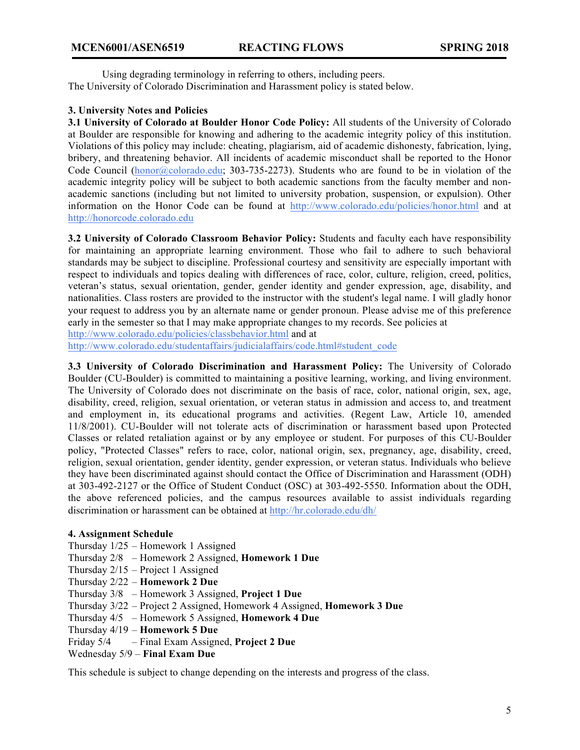Using degrading terminology in referring to others, including peers.
The University of Colorado Discrimination and Harassment policy is stated below.

## 3. University Notes and Policies

**3.1 University of Colorado at Boulder Honor Code Policy:** All students of the University of Colorado at Boulder are responsible for knowing and adhering to the academic integrity policy of this institution. Violations of this policy may include: cheating, plagiarism, aid of academic dishonesty, fabrication, lying, bribery, and threatening behavior. All incidents of academic misconduct shall be reported to the Honor Code Council (honor@colorado.edu; 303-735-2273). Students who are found to be in violation of the academic integrity policy will be subject to both academic sanctions from the faculty member and non-academic sanctions (including but not limited to university probation, suspension, or expulsion). Other information on the Honor Code can be found at http://www.colorado.edu/policies/honor.html and at http://honorcode.colorado.edu

**3.2 University of Colorado Classroom Behavior Policy:** Students and faculty each have responsibility for maintaining an appropriate learning environment. Those who fail to adhere to such behavioral standards may be subject to discipline. Professional courtesy and sensitivity are especially important with respect to individuals and topics dealing with differences of race, color, culture, religion, creed, politics, veteran's status, sexual orientation, gender, gender identity and gender expression, age, disability, and nationalities. Class rosters are provided to the instructor with the student's legal name. I will gladly honor your request to address you by an alternate name or gender pronoun. Please advise me of this preference early in the semester so that I may make appropriate changes to my records. See policies at http://www.colorado.edu/policies/classbehavior.html and at http://www.colorado.edu/studentaffairs/judicialaffairs/code.html#student_code

**3.3 University of Colorado Discrimination and Harassment Policy:** The University of Colorado Boulder (CU-Boulder) is committed to maintaining a positive learning, working, and living environment. The University of Colorado does not discriminate on the basis of race, color, national origin, sex, age, disability, creed, religion, sexual orientation, or veteran status in admission and access to, and treatment and employment in, its educational programs and activities. (Regent Law, Article 10, amended 11/8/2001). CU-Boulder will not tolerate acts of discrimination or harassment based upon Protected Classes or related retaliation against or by any employee or student. For purposes of this CU-Boulder policy, "Protected Classes" refers to race, color, national origin, sex, pregnancy, age, disability, creed, religion, sexual orientation, gender identity, gender expression, or veteran status. Individuals who believe they have been discriminated against should contact the Office of Discrimination and Harassment (ODH) at 303-492-2127 or the Office of Student Conduct (OSC) at 303-492-5550. Information about the ODH, the above referenced policies, and the campus resources available to assist individuals regarding discrimination or harassment can be obtained at http://hr.colorado.edu/dh/

## 4. Assignment Schedule

Thursday 1/25 – Homework 1 Assigned
Thursday 2/8 – Homework 2 Assigned, **Homework 1 Due**
Thursday 2/15 – Project 1 Assigned
Thursday 2/22 – **Homework 2 Due**
Thursday 3/8 – Homework 3 Assigned, **Project 1 Due**
Thursday 3/22 – Project 2 Assigned, Homework 4 Assigned, **Homework 3 Due**
Thursday 4/5 – Homework 5 Assigned, **Homework 4 Due**
Thursday 4/19 – **Homework 5 Due**
Friday 5/4 – Final Exam Assigned, **Project 2 Due**
Wednesday 5/9 – **Final Exam Due**

This schedule is subject to change depending on the interests and progress of the class.